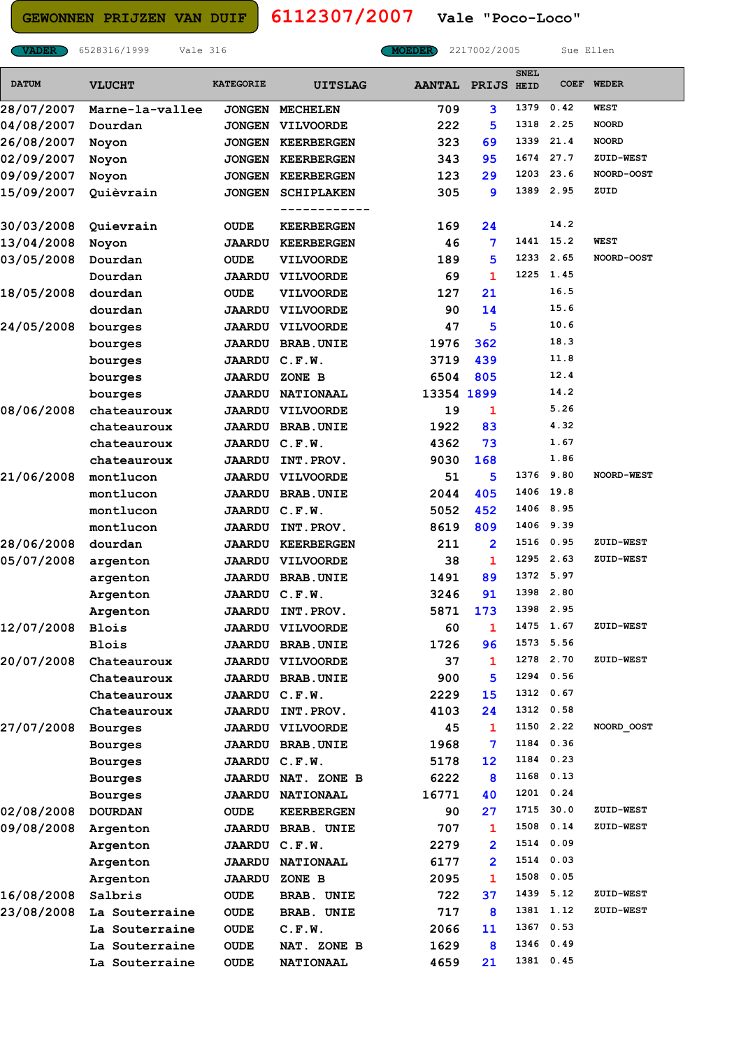GEWONNEN PRIJZEN VAN DUIF **6112307/2007** Vale "Poco-Loco"

VADER 6528316/1999 Vale 316 — MOEDER 2217002/2005 Sue Ellen

| DATUM | VLUCHT | KATEGORIE | UITSLAG | AANTAL | PRIJS | SNEL HEID | COEF | WEDER |
|---|---|---|---|---|---|---|---|---|
| 28/07/2007 | Marne-la-vallee | JONGEN | MECHELEN | 709 | 3 | 1379 | 0.42 | WEST |
| 04/08/2007 | Dourdan | JONGEN | VILVOORDE | 222 | 5 | 1318 | 2.25 | NOORD |
| 26/08/2007 | Noyon | JONGEN | KEERBERGEN | 323 | 69 | 1339 | 21.4 | NOORD |
| 02/09/2007 | Noyon | JONGEN | KEERBERGEN | 343 | 95 | 1674 | 27.7 | ZUID-WEST |
| 09/09/2007 | Noyon | JONGEN | KEERBERGEN | 123 | 29 | 1203 | 23.6 | NOORD-OOST |
| 15/09/2007 | Quièvrain | JONGEN | SCHIPLAKEN | 305 | 9 | 1389 | 2.95 | ZUID |
| | | | ------------ | | | | | |
| 30/03/2008 | Quievrain | OUDE | KEERBERGEN | 169 | 24 | | 14.2 | |
| 13/04/2008 | Noyon | JAARDU | KEERBERGEN | 46 | 7 | 1441 | 15.2 | WEST |
| 03/05/2008 | Dourdan | OUDE | VILVOORDE | 189 | 5 | 1233 | 2.65 | NOORD-OOST |
| | Dourdan | JAARDU | VILVOORDE | 69 | 1 | 1225 | 1.45 | |
| 18/05/2008 | dourdan | OUDE | VILVOORDE | 127 | 21 | | 16.5 | |
| | dourdan | JAARDU | VILVOORDE | 90 | 14 | | 15.6 | |
| 24/05/2008 | bourges | JAARDU | VILVOORDE | 47 | 5 | | 10.6 | |
| | bourges | JAARDU | BRAB.UNIE | 1976 | 362 | | 18.3 | |
| | bourges | JAARDU | C.F.W. | 3719 | 439 | | 11.8 | |
| | bourges | JAARDU | ZONE B | 6504 | 805 | | 12.4 | |
| | bourges | JAARDU | NATIONAAL | 13354 | 1899 | | 14.2 | |
| 08/06/2008 | chateauroux | JAARDU | VILVOORDE | 19 | 1 | | 5.26 | |
| | chateauroux | JAARDU | BRAB.UNIE | 1922 | 83 | | 4.32 | |
| | chateauroux | JAARDU | C.F.W. | 4362 | 73 | | 1.67 | |
| | chateauroux | JAARDU | INT.PROV. | 9030 | 168 | | 1.86 | |
| 21/06/2008 | montlucon | JAARDU | VILVOORDE | 51 | 5 | 1376 | 9.80 | NOORD-WEST |
| | montlucon | JAARDU | BRAB.UNIE | 2044 | 405 | 1406 | 19.8 | |
| | montlucon | JAARDU | C.F.W. | 5052 | 452 | 1406 | 8.95 | |
| | montlucon | JAARDU | INT.PROV. | 8619 | 809 | 1406 | 9.39 | |
| 28/06/2008 | dourdan | JAARDU | KEERBERGEN | 211 | 2 | 1516 | 0.95 | ZUID-WEST |
| 05/07/2008 | argenton | JAARDU | VILVOORDE | 38 | 1 | 1295 | 2.63 | ZUID-WEST |
| | argenton | JAARDU | BRAB.UNIE | 1491 | 89 | 1372 | 5.97 | |
| | Argenton | JAARDU | C.F.W. | 3246 | 91 | 1398 | 2.80 | |
| | Argenton | JAARDU | INT.PROV. | 5871 | 173 | 1398 | 2.95 | |
| 12/07/2008 | Blois | JAARDU | VILVOORDE | 60 | 1 | 1475 | 1.67 | ZUID-WEST |
| | Blois | JAARDU | BRAB.UNIE | 1726 | 96 | 1573 | 5.56 | |
| 20/07/2008 | Chateauroux | JAARDU | VILVOORDE | 37 | 1 | 1278 | 2.70 | ZUID-WEST |
| | Chateauroux | JAARDU | BRAB.UNIE | 900 | 5 | 1294 | 0.56 | |
| | Chateauroux | JAARDU | C.F.W. | 2229 | 15 | 1312 | 0.67 | |
| | Chateauroux | JAARDU | INT.PROV. | 4103 | 24 | 1312 | 0.58 | |
| 27/07/2008 | Bourges | JAARDU | VILVOORDE | 45 | 1 | 1150 | 2.22 | NOORD_OOST |
| | Bourges | JAARDU | BRAB.UNIE | 1968 | 7 | 1184 | 0.36 | |
| | Bourges | JAARDU | C.F.W. | 5178 | 12 | 1184 | 0.23 | |
| | Bourges | JAARDU | NAT. ZONE B | 6222 | 8 | 1168 | 0.13 | |
| | Bourges | JAARDU | NATIONAAL | 16771 | 40 | 1201 | 0.24 | |
| 02/08/2008 | DOURDAN | OUDE | KEERBERGEN | 90 | 27 | 1715 | 30.0 | ZUID-WEST |
| 09/08/2008 | Argenton | JAARDU | BRAB. UNIE | 707 | 1 | 1508 | 0.14 | ZUID-WEST |
| | Argenton | JAARDU | C.F.W. | 2279 | 2 | 1514 | 0.09 | |
| | Argenton | JAARDU | NATIONAAL | 6177 | 2 | 1514 | 0.03 | |
| | Argenton | JAARDU | ZONE B | 2095 | 1 | 1508 | 0.05 | |
| 16/08/2008 | Salbris | OUDE | BRAB. UNIE | 722 | 37 | 1439 | 5.12 | ZUID-WEST |
| 23/08/2008 | La Souterraine | OUDE | BRAB. UNIE | 717 | 8 | 1381 | 1.12 | ZUID-WEST |
| | La Souterraine | OUDE | C.F.W. | 2066 | 11 | 1367 | 0.53 | |
| | La Souterraine | OUDE | NAT. ZONE B | 1629 | 8 | 1346 | 0.49 | |
| | La Souterraine | OUDE | NATIONAAL | 4659 | 21 | 1381 | 0.45 | |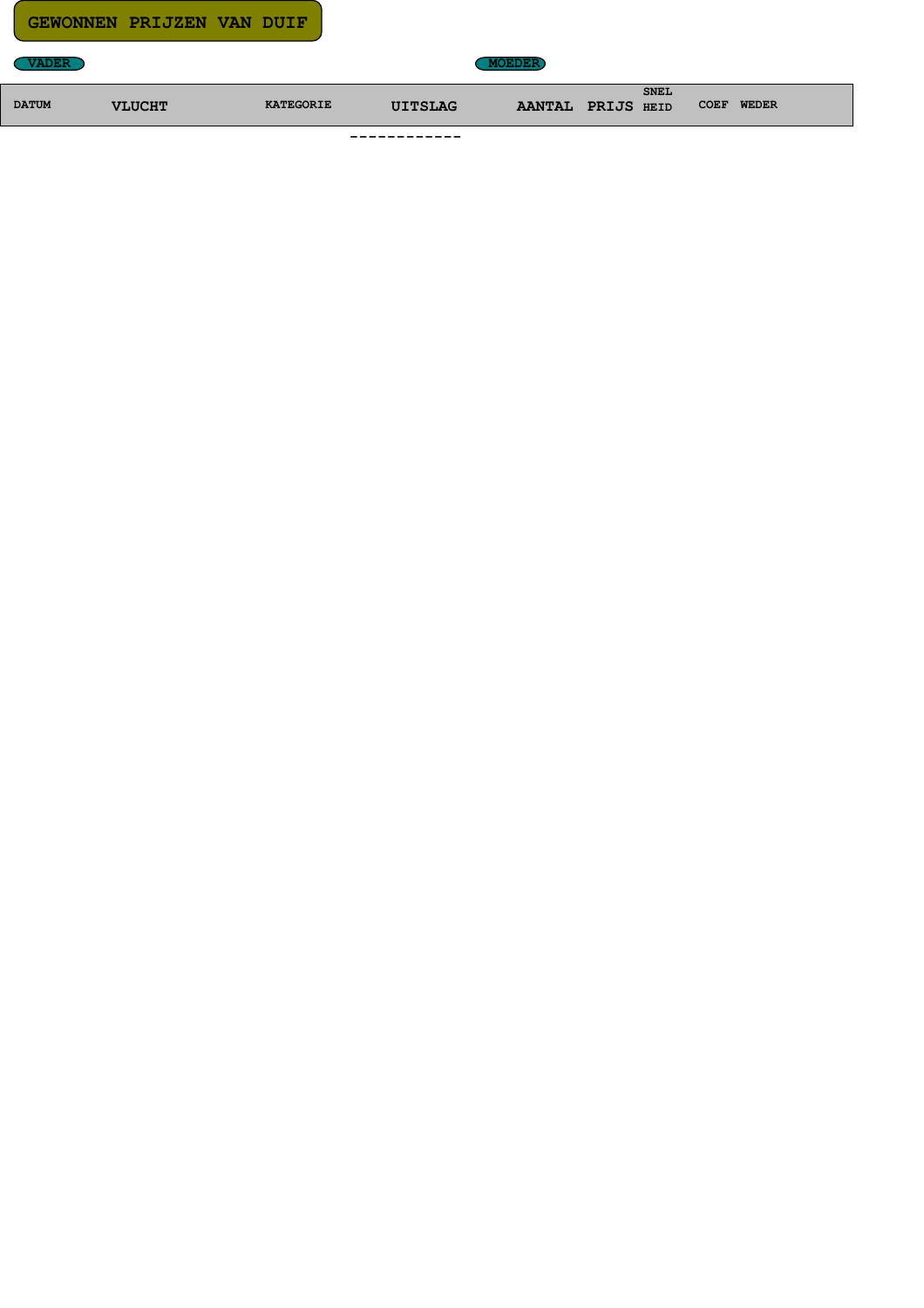# GEWONNEN PRIJZEN VAN DUIF

VADER

MOEDER

| DATUM | VLUCHT | KATEGORIE | UITSLAG | AANTAL | PRIJS | SNEL HEID | COEF | WEDER |
| --- | --- | --- | --- | --- | --- | --- | --- | --- |

------------